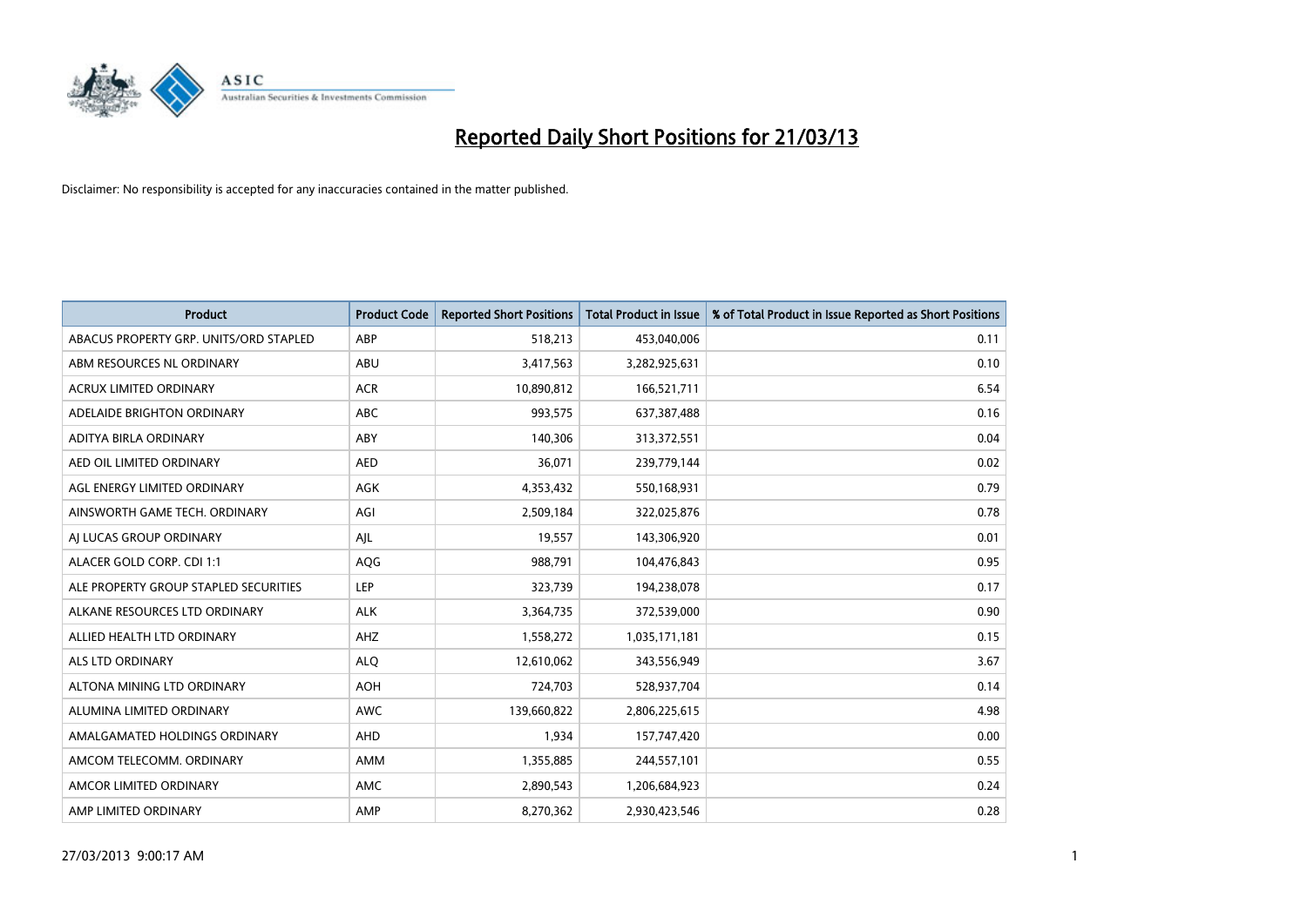# Reported Daily Short Positions for 21/03/13

Disclaimer: No responsibility is accepted for any inaccuracies contained in the matter published.

| Product | Product Code | Reported Short Positions | Total Product in Issue | % of Total Product in Issue Reported as Short Positions |
|---|---|---|---|---|
| ABACUS PROPERTY GRP. UNITS/ORD STAPLED | ABP | 518,213 | 453,040,006 | 0.11 |
| ABM RESOURCES NL ORDINARY | ABU | 3,417,563 | 3,282,925,631 | 0.10 |
| ACRUX LIMITED ORDINARY | ACR | 10,890,812 | 166,521,711 | 6.54 |
| ADELAIDE BRIGHTON ORDINARY | ABC | 993,575 | 637,387,488 | 0.16 |
| ADITYA BIRLA ORDINARY | ABY | 140,306 | 313,372,551 | 0.04 |
| AED OIL LIMITED ORDINARY | AED | 36,071 | 239,779,144 | 0.02 |
| AGL ENERGY LIMITED ORDINARY | AGK | 4,353,432 | 550,168,931 | 0.79 |
| AINSWORTH GAME TECH. ORDINARY | AGI | 2,509,184 | 322,025,876 | 0.78 |
| AJ LUCAS GROUP ORDINARY | AJL | 19,557 | 143,306,920 | 0.01 |
| ALACER GOLD CORP. CDI 1:1 | AQG | 988,791 | 104,476,843 | 0.95 |
| ALE PROPERTY GROUP STAPLED SECURITIES | LEP | 323,739 | 194,238,078 | 0.17 |
| ALKANE RESOURCES LTD ORDINARY | ALK | 3,364,735 | 372,539,000 | 0.90 |
| ALLIED HEALTH LTD ORDINARY | AHZ | 1,558,272 | 1,035,171,181 | 0.15 |
| ALS LTD ORDINARY | ALQ | 12,610,062 | 343,556,949 | 3.67 |
| ALTONA MINING LTD ORDINARY | AOH | 724,703 | 528,937,704 | 0.14 |
| ALUMINA LIMITED ORDINARY | AWC | 139,660,822 | 2,806,225,615 | 4.98 |
| AMALGAMATED HOLDINGS ORDINARY | AHD | 1,934 | 157,747,420 | 0.00 |
| AMCOM TELECOMM. ORDINARY | AMM | 1,355,885 | 244,557,101 | 0.55 |
| AMCOR LIMITED ORDINARY | AMC | 2,890,543 | 1,206,684,923 | 0.24 |
| AMP LIMITED ORDINARY | AMP | 8,270,362 | 2,930,423,546 | 0.28 |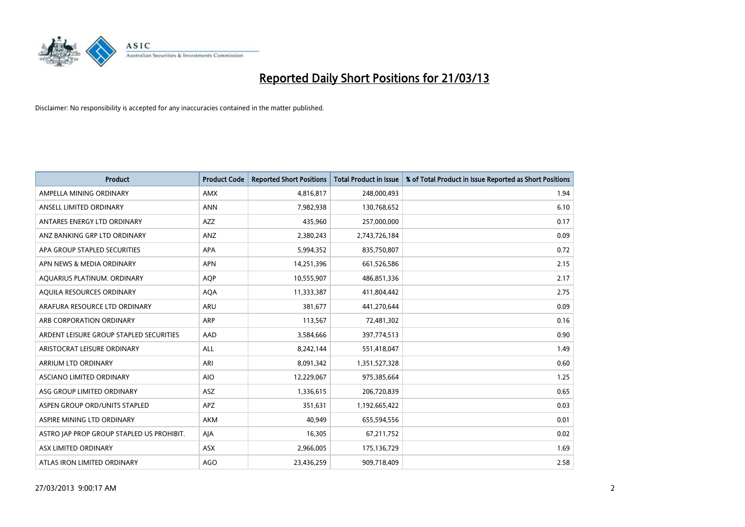# Reported Daily Short Positions for 21/03/13

Disclaimer: No responsibility is accepted for any inaccuracies contained in the matter published.

| Product | Product Code | Reported Short Positions | Total Product in Issue | % of Total Product in Issue Reported as Short Positions |
|---|---|---|---|---|
| AMPELLA MINING ORDINARY | AMX | 4,816,817 | 248,000,493 | 1.94 |
| ANSELL LIMITED ORDINARY | ANN | 7,982,938 | 130,768,652 | 6.10 |
| ANTARES ENERGY LTD ORDINARY | AZZ | 435,960 | 257,000,000 | 0.17 |
| ANZ BANKING GRP LTD ORDINARY | ANZ | 2,380,243 | 2,743,726,184 | 0.09 |
| APA GROUP STAPLED SECURITIES | APA | 5,994,352 | 835,750,807 | 0.72 |
| APN NEWS & MEDIA ORDINARY | APN | 14,251,396 | 661,526,586 | 2.15 |
| AQUARIUS PLATINUM. ORDINARY | AQP | 10,555,907 | 486,851,336 | 2.17 |
| AQUILA RESOURCES ORDINARY | AQA | 11,333,387 | 411,804,442 | 2.75 |
| ARAFURA RESOURCE LTD ORDINARY | ARU | 381,677 | 441,270,644 | 0.09 |
| ARB CORPORATION ORDINARY | ARP | 113,567 | 72,481,302 | 0.16 |
| ARDENT LEISURE GROUP STAPLED SECURITIES | AAD | 3,584,666 | 397,774,513 | 0.90 |
| ARISTOCRAT LEISURE ORDINARY | ALL | 8,242,144 | 551,418,047 | 1.49 |
| ARRIUM LTD ORDINARY | ARI | 8,091,342 | 1,351,527,328 | 0.60 |
| ASCIANO LIMITED ORDINARY | AIO | 12,229,067 | 975,385,664 | 1.25 |
| ASG GROUP LIMITED ORDINARY | ASZ | 1,336,615 | 206,720,839 | 0.65 |
| ASPEN GROUP ORD/UNITS STAPLED | APZ | 351,631 | 1,192,665,422 | 0.03 |
| ASPIRE MINING LTD ORDINARY | AKM | 40,949 | 655,594,556 | 0.01 |
| ASTRO JAP PROP GROUP STAPLED US PROHIBIT. | AJA | 16,305 | 67,211,752 | 0.02 |
| ASX LIMITED ORDINARY | ASX | 2,966,005 | 175,136,729 | 1.69 |
| ATLAS IRON LIMITED ORDINARY | AGO | 23,436,259 | 909,718,409 | 2.58 |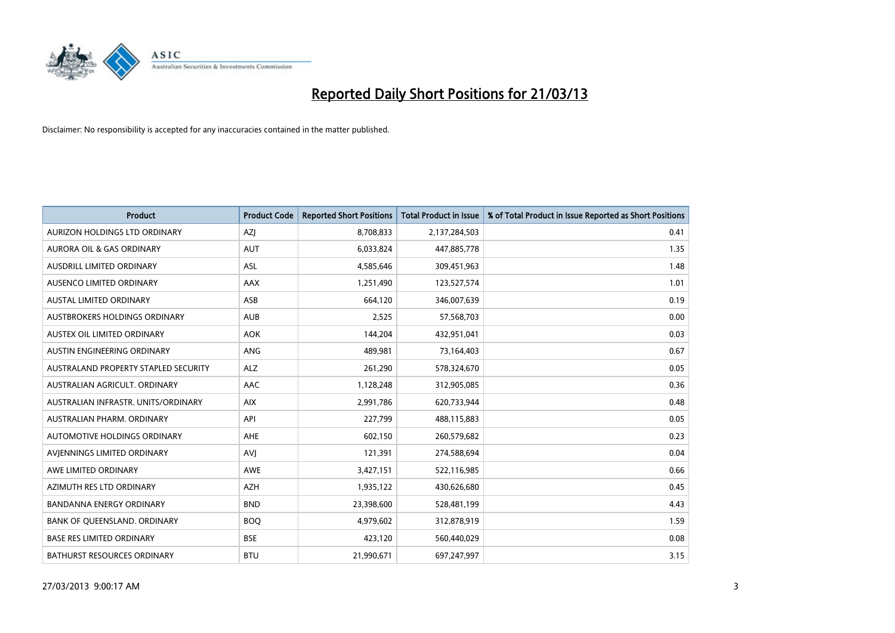# Reported Daily Short Positions for 21/03/13

Disclaimer: No responsibility is accepted for any inaccuracies contained in the matter published.

| Product | Product Code | Reported Short Positions | Total Product in Issue | % of Total Product in Issue Reported as Short Positions |
|---|---|---|---|---|
| AURIZON HOLDINGS LTD ORDINARY | AZJ | 8,708,833 | 2,137,284,503 | 0.41 |
| AURORA OIL & GAS ORDINARY | AUT | 6,033,824 | 447,885,778 | 1.35 |
| AUSDRILL LIMITED ORDINARY | ASL | 4,585,646 | 309,451,963 | 1.48 |
| AUSENCO LIMITED ORDINARY | AAX | 1,251,490 | 123,527,574 | 1.01 |
| AUSTAL LIMITED ORDINARY | ASB | 664,120 | 346,007,639 | 0.19 |
| AUSTBROKERS HOLDINGS ORDINARY | AUB | 2,525 | 57,568,703 | 0.00 |
| AUSTEX OIL LIMITED ORDINARY | AOK | 144,204 | 432,951,041 | 0.03 |
| AUSTIN ENGINEERING ORDINARY | ANG | 489,981 | 73,164,403 | 0.67 |
| AUSTRALAND PROPERTY STAPLED SECURITY | ALZ | 261,290 | 578,324,670 | 0.05 |
| AUSTRALIAN AGRICULT. ORDINARY | AAC | 1,128,248 | 312,905,085 | 0.36 |
| AUSTRALIAN INFRASTR. UNITS/ORDINARY | AIX | 2,991,786 | 620,733,944 | 0.48 |
| AUSTRALIAN PHARM. ORDINARY | API | 227,799 | 488,115,883 | 0.05 |
| AUTOMOTIVE HOLDINGS ORDINARY | AHE | 602,150 | 260,579,682 | 0.23 |
| AVJENNINGS LIMITED ORDINARY | AVJ | 121,391 | 274,588,694 | 0.04 |
| AWE LIMITED ORDINARY | AWE | 3,427,151 | 522,116,985 | 0.66 |
| AZIMUTH RES LTD ORDINARY | AZH | 1,935,122 | 430,626,680 | 0.45 |
| BANDANNA ENERGY ORDINARY | BND | 23,398,600 | 528,481,199 | 4.43 |
| BANK OF QUEENSLAND. ORDINARY | BOQ | 4,979,602 | 312,878,919 | 1.59 |
| BASE RES LIMITED ORDINARY | BSE | 423,120 | 560,440,029 | 0.08 |
| BATHURST RESOURCES ORDINARY | BTU | 21,990,671 | 697,247,997 | 3.15 |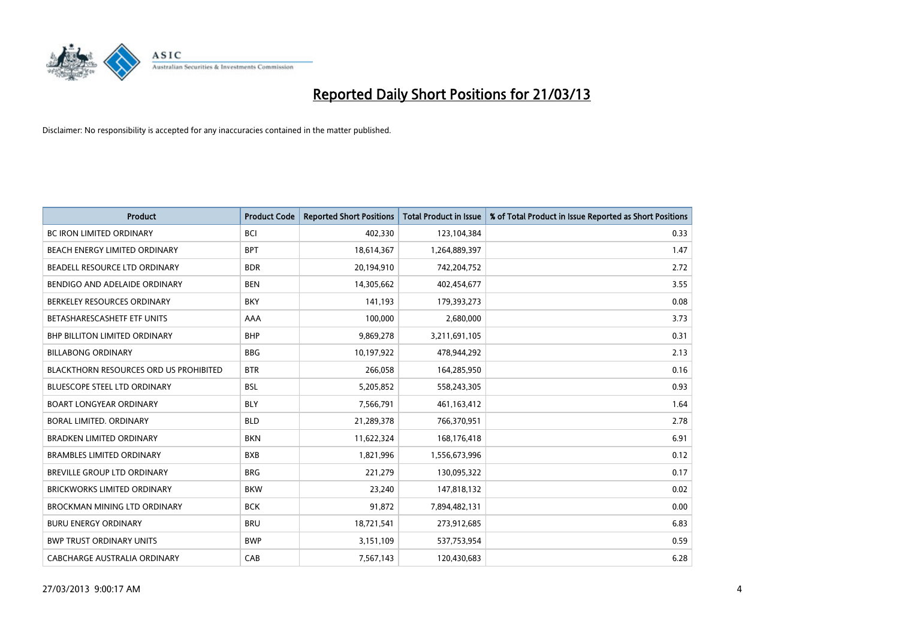# Reported Daily Short Positions for 21/03/13

Disclaimer: No responsibility is accepted for any inaccuracies contained in the matter published.

| Product | Product Code | Reported Short Positions | Total Product in Issue | % of Total Product in Issue Reported as Short Positions |
| --- | --- | --- | --- | --- |
| BC IRON LIMITED ORDINARY | BCI | 402,330 | 123,104,384 | 0.33 |
| BEACH ENERGY LIMITED ORDINARY | BPT | 18,614,367 | 1,264,889,397 | 1.47 |
| BEADELL RESOURCE LTD ORDINARY | BDR | 20,194,910 | 742,204,752 | 2.72 |
| BENDIGO AND ADELAIDE ORDINARY | BEN | 14,305,662 | 402,454,677 | 3.55 |
| BERKELEY RESOURCES ORDINARY | BKY | 141,193 | 179,393,273 | 0.08 |
| BETASHARESCASHETF ETF UNITS | AAA | 100,000 | 2,680,000 | 3.73 |
| BHP BILLITON LIMITED ORDINARY | BHP | 9,869,278 | 3,211,691,105 | 0.31 |
| BILLABONG ORDINARY | BBG | 10,197,922 | 478,944,292 | 2.13 |
| BLACKTHORN RESOURCES ORD US PROHIBITED | BTR | 266,058 | 164,285,950 | 0.16 |
| BLUESCOPE STEEL LTD ORDINARY | BSL | 5,205,852 | 558,243,305 | 0.93 |
| BOART LONGYEAR ORDINARY | BLY | 7,566,791 | 461,163,412 | 1.64 |
| BORAL LIMITED. ORDINARY | BLD | 21,289,378 | 766,370,951 | 2.78 |
| BRADKEN LIMITED ORDINARY | BKN | 11,622,324 | 168,176,418 | 6.91 |
| BRAMBLES LIMITED ORDINARY | BXB | 1,821,996 | 1,556,673,996 | 0.12 |
| BREVILLE GROUP LTD ORDINARY | BRG | 221,279 | 130,095,322 | 0.17 |
| BRICKWORKS LIMITED ORDINARY | BKW | 23,240 | 147,818,132 | 0.02 |
| BROCKMAN MINING LTD ORDINARY | BCK | 91,872 | 7,894,482,131 | 0.00 |
| BURU ENERGY ORDINARY | BRU | 18,721,541 | 273,912,685 | 6.83 |
| BWP TRUST ORDINARY UNITS | BWP | 3,151,109 | 537,753,954 | 0.59 |
| CABCHARGE AUSTRALIA ORDINARY | CAB | 7,567,143 | 120,430,683 | 6.28 |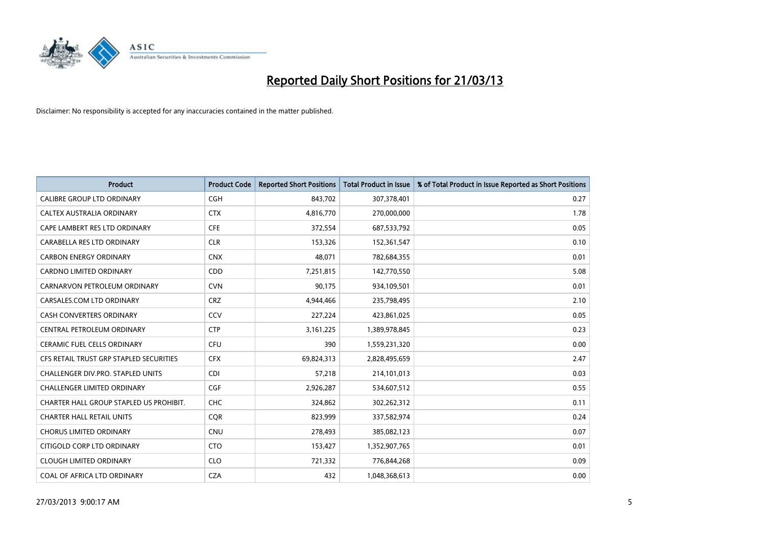# Reported Daily Short Positions for 21/03/13

Disclaimer: No responsibility is accepted for any inaccuracies contained in the matter published.

| Product | Product Code | Reported Short Positions | Total Product in Issue | % of Total Product in Issue Reported as Short Positions |
|---|---|---|---|---|
| CALIBRE GROUP LTD ORDINARY | CGH | 843,702 | 307,378,401 | 0.27 |
| CALTEX AUSTRALIA ORDINARY | CTX | 4,816,770 | 270,000,000 | 1.78 |
| CAPE LAMBERT RES LTD ORDINARY | CFE | 372,554 | 687,533,792 | 0.05 |
| CARABELLA RES LTD ORDINARY | CLR | 153,326 | 152,361,547 | 0.10 |
| CARBON ENERGY ORDINARY | CNX | 48,071 | 782,684,355 | 0.01 |
| CARDNO LIMITED ORDINARY | CDD | 7,251,815 | 142,770,550 | 5.08 |
| CARNARVON PETROLEUM ORDINARY | CVN | 90,175 | 934,109,501 | 0.01 |
| CARSALES.COM LTD ORDINARY | CRZ | 4,944,466 | 235,798,495 | 2.10 |
| CASH CONVERTERS ORDINARY | CCV | 227,224 | 423,861,025 | 0.05 |
| CENTRAL PETROLEUM ORDINARY | CTP | 3,161,225 | 1,389,978,845 | 0.23 |
| CERAMIC FUEL CELLS ORDINARY | CFU | 390 | 1,559,231,320 | 0.00 |
| CFS RETAIL TRUST GRP STAPLED SECURITIES | CFX | 69,824,313 | 2,828,495,659 | 2.47 |
| CHALLENGER DIV.PRO. STAPLED UNITS | CDI | 57,218 | 214,101,013 | 0.03 |
| CHALLENGER LIMITED ORDINARY | CGF | 2,926,287 | 534,607,512 | 0.55 |
| CHARTER HALL GROUP STAPLED US PROHIBIT. | CHC | 324,862 | 302,262,312 | 0.11 |
| CHARTER HALL RETAIL UNITS | CQR | 823,999 | 337,582,974 | 0.24 |
| CHORUS LIMITED ORDINARY | CNU | 278,493 | 385,082,123 | 0.07 |
| CITIGOLD CORP LTD ORDINARY | CTO | 153,427 | 1,352,907,765 | 0.01 |
| CLOUGH LIMITED ORDINARY | CLO | 721,332 | 776,844,268 | 0.09 |
| COAL OF AFRICA LTD ORDINARY | CZA | 432 | 1,048,368,613 | 0.00 |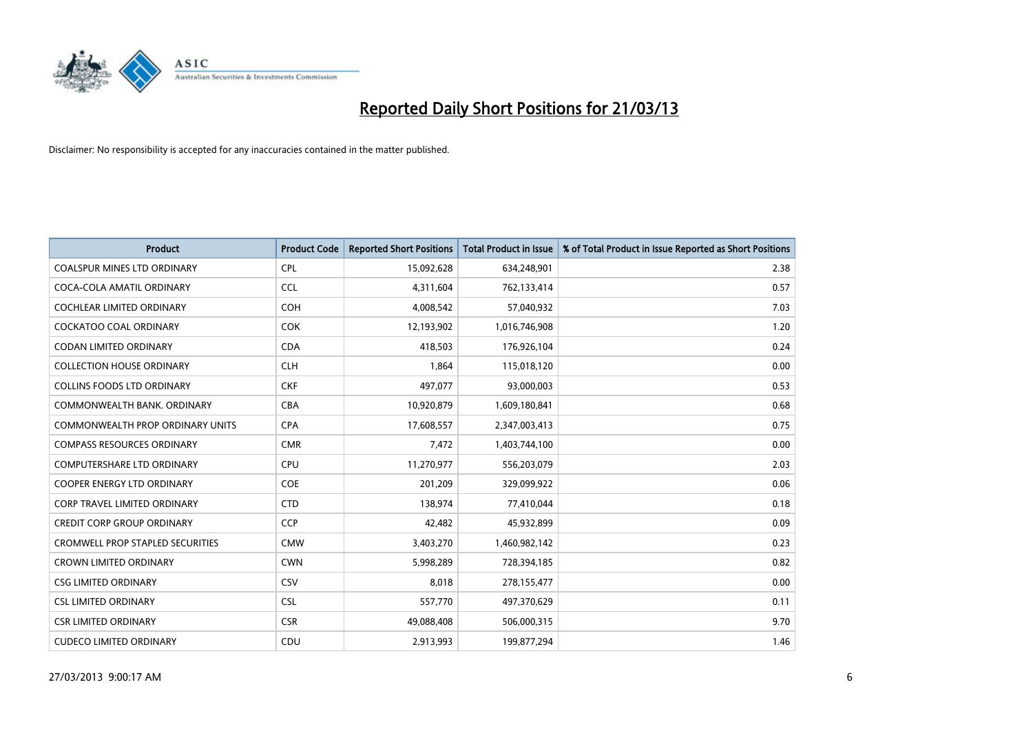# Reported Daily Short Positions for 21/03/13

Disclaimer: No responsibility is accepted for any inaccuracies contained in the matter published.

| Product | Product Code | Reported Short Positions | Total Product in Issue | % of Total Product in Issue Reported as Short Positions |
|---|---|---|---|---|
| COALSPUR MINES LTD ORDINARY | CPL | 15,092,628 | 634,248,901 | 2.38 |
| COCA-COLA AMATIL ORDINARY | CCL | 4,311,604 | 762,133,414 | 0.57 |
| COCHLEAR LIMITED ORDINARY | COH | 4,008,542 | 57,040,932 | 7.03 |
| COCKATOO COAL ORDINARY | COK | 12,193,902 | 1,016,746,908 | 1.20 |
| CODAN LIMITED ORDINARY | CDA | 418,503 | 176,926,104 | 0.24 |
| COLLECTION HOUSE ORDINARY | CLH | 1,864 | 115,018,120 | 0.00 |
| COLLINS FOODS LTD ORDINARY | CKF | 497,077 | 93,000,003 | 0.53 |
| COMMONWEALTH BANK. ORDINARY | CBA | 10,920,879 | 1,609,180,841 | 0.68 |
| COMMONWEALTH PROP ORDINARY UNITS | CPA | 17,608,557 | 2,347,003,413 | 0.75 |
| COMPASS RESOURCES ORDINARY | CMR | 7,472 | 1,403,744,100 | 0.00 |
| COMPUTERSHARE LTD ORDINARY | CPU | 11,270,977 | 556,203,079 | 2.03 |
| COOPER ENERGY LTD ORDINARY | COE | 201,209 | 329,099,922 | 0.06 |
| CORP TRAVEL LIMITED ORDINARY | CTD | 138,974 | 77,410,044 | 0.18 |
| CREDIT CORP GROUP ORDINARY | CCP | 42,482 | 45,932,899 | 0.09 |
| CROMWELL PROP STAPLED SECURITIES | CMW | 3,403,270 | 1,460,982,142 | 0.23 |
| CROWN LIMITED ORDINARY | CWN | 5,998,289 | 728,394,185 | 0.82 |
| CSG LIMITED ORDINARY | CSV | 8,018 | 278,155,477 | 0.00 |
| CSL LIMITED ORDINARY | CSL | 557,770 | 497,370,629 | 0.11 |
| CSR LIMITED ORDINARY | CSR | 49,088,408 | 506,000,315 | 9.70 |
| CUDECO LIMITED ORDINARY | CDU | 2,913,993 | 199,877,294 | 1.46 |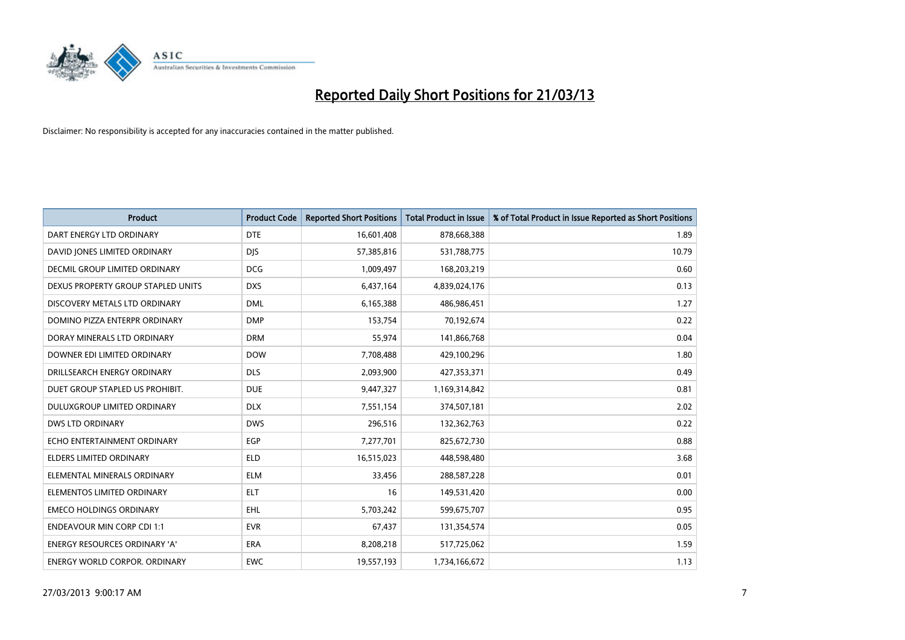# Reported Daily Short Positions for 21/03/13

Disclaimer: No responsibility is accepted for any inaccuracies contained in the matter published.

| Product | Product Code | Reported Short Positions | Total Product in Issue | % of Total Product in Issue Reported as Short Positions |
|---|---|---|---|---|
| DART ENERGY LTD ORDINARY | DTE | 16,601,408 | 878,668,388 | 1.89 |
| DAVID JONES LIMITED ORDINARY | DJS | 57,385,816 | 531,788,775 | 10.79 |
| DECMIL GROUP LIMITED ORDINARY | DCG | 1,009,497 | 168,203,219 | 0.60 |
| DEXUS PROPERTY GROUP STAPLED UNITS | DXS | 6,437,164 | 4,839,024,176 | 0.13 |
| DISCOVERY METALS LTD ORDINARY | DML | 6,165,388 | 486,986,451 | 1.27 |
| DOMINO PIZZA ENTERPR ORDINARY | DMP | 153,754 | 70,192,674 | 0.22 |
| DORAY MINERALS LTD ORDINARY | DRM | 55,974 | 141,866,768 | 0.04 |
| DOWNER EDI LIMITED ORDINARY | DOW | 7,708,488 | 429,100,296 | 1.80 |
| DRILLSEARCH ENERGY ORDINARY | DLS | 2,093,900 | 427,353,371 | 0.49 |
| DUET GROUP STAPLED US PROHIBIT. | DUE | 9,447,327 | 1,169,314,842 | 0.81 |
| DULUXGROUP LIMITED ORDINARY | DLX | 7,551,154 | 374,507,181 | 2.02 |
| DWS LTD ORDINARY | DWS | 296,516 | 132,362,763 | 0.22 |
| ECHO ENTERTAINMENT ORDINARY | EGP | 7,277,701 | 825,672,730 | 0.88 |
| ELDERS LIMITED ORDINARY | ELD | 16,515,023 | 448,598,480 | 3.68 |
| ELEMENTAL MINERALS ORDINARY | ELM | 33,456 | 288,587,228 | 0.01 |
| ELEMENTOS LIMITED ORDINARY | ELT | 16 | 149,531,420 | 0.00 |
| EMECO HOLDINGS ORDINARY | EHL | 5,703,242 | 599,675,707 | 0.95 |
| ENDEAVOUR MIN CORP CDI 1:1 | EVR | 67,437 | 131,354,574 | 0.05 |
| ENERGY RESOURCES ORDINARY 'A' | ERA | 8,208,218 | 517,725,062 | 1.59 |
| ENERGY WORLD CORPOR. ORDINARY | EWC | 19,557,193 | 1,734,166,672 | 1.13 |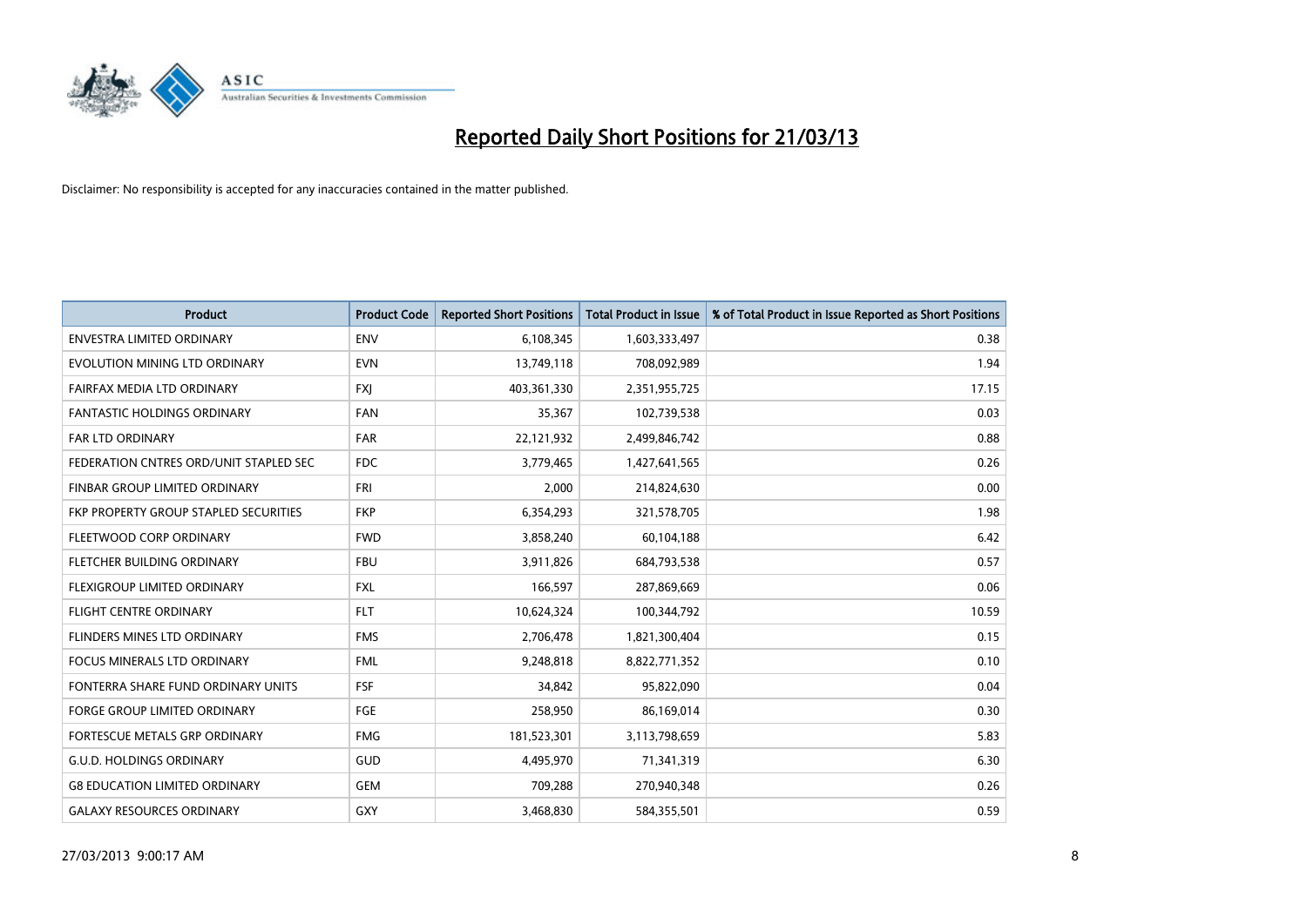# Reported Daily Short Positions for 21/03/13

Disclaimer: No responsibility is accepted for any inaccuracies contained in the matter published.

| Product | Product Code | Reported Short Positions | Total Product in Issue | % of Total Product in Issue Reported as Short Positions |
|---|---|---|---|---|
| ENVESTRA LIMITED ORDINARY | ENV | 6,108,345 | 1,603,333,497 | 0.38 |
| EVOLUTION MINING LTD ORDINARY | EVN | 13,749,118 | 708,092,989 | 1.94 |
| FAIRFAX MEDIA LTD ORDINARY | FXJ | 403,361,330 | 2,351,955,725 | 17.15 |
| FANTASTIC HOLDINGS ORDINARY | FAN | 35,367 | 102,739,538 | 0.03 |
| FAR LTD ORDINARY | FAR | 22,121,932 | 2,499,846,742 | 0.88 |
| FEDERATION CNTRES ORD/UNIT STAPLED SEC | FDC | 3,779,465 | 1,427,641,565 | 0.26 |
| FINBAR GROUP LIMITED ORDINARY | FRI | 2,000 | 214,824,630 | 0.00 |
| FKP PROPERTY GROUP STAPLED SECURITIES | FKP | 6,354,293 | 321,578,705 | 1.98 |
| FLEETWOOD CORP ORDINARY | FWD | 3,858,240 | 60,104,188 | 6.42 |
| FLETCHER BUILDING ORDINARY | FBU | 3,911,826 | 684,793,538 | 0.57 |
| FLEXIGROUP LIMITED ORDINARY | FXL | 166,597 | 287,869,669 | 0.06 |
| FLIGHT CENTRE ORDINARY | FLT | 10,624,324 | 100,344,792 | 10.59 |
| FLINDERS MINES LTD ORDINARY | FMS | 2,706,478 | 1,821,300,404 | 0.15 |
| FOCUS MINERALS LTD ORDINARY | FML | 9,248,818 | 8,822,771,352 | 0.10 |
| FONTERRA SHARE FUND ORDINARY UNITS | FSF | 34,842 | 95,822,090 | 0.04 |
| FORGE GROUP LIMITED ORDINARY | FGE | 258,950 | 86,169,014 | 0.30 |
| FORTESCUE METALS GRP ORDINARY | FMG | 181,523,301 | 3,113,798,659 | 5.83 |
| G.U.D. HOLDINGS ORDINARY | GUD | 4,495,970 | 71,341,319 | 6.30 |
| G8 EDUCATION LIMITED ORDINARY | GEM | 709,288 | 270,940,348 | 0.26 |
| GALAXY RESOURCES ORDINARY | GXY | 3,468,830 | 584,355,501 | 0.59 |

27/03/2013 9:00:17 AM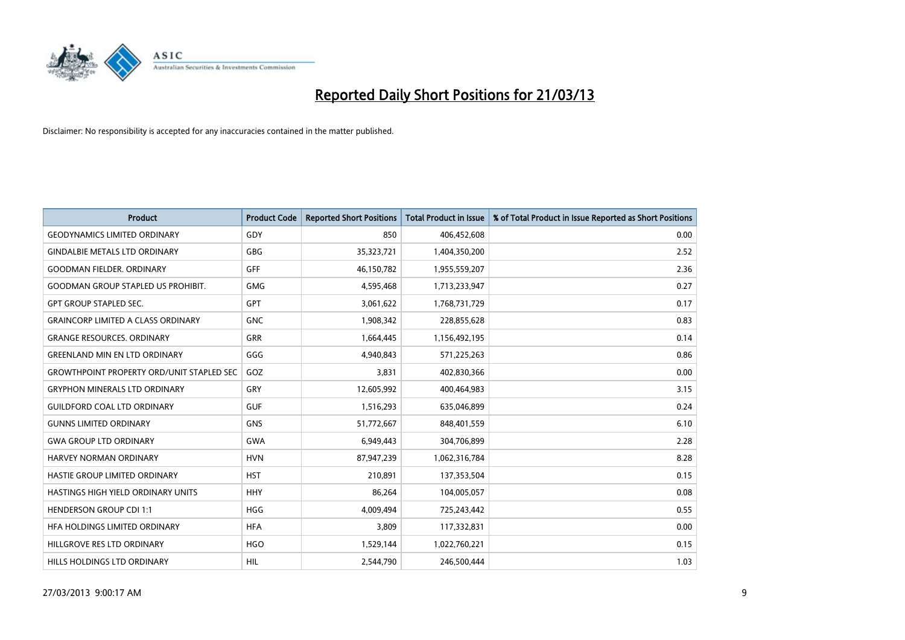# Reported Daily Short Positions for 21/03/13

Disclaimer: No responsibility is accepted for any inaccuracies contained in the matter published.

| Product | Product Code | Reported Short Positions | Total Product in Issue | % of Total Product in Issue Reported as Short Positions |
| --- | --- | --- | --- | --- |
| GEODYNAMICS LIMITED ORDINARY | GDY | 850 | 406,452,608 | 0.00 |
| GINDALBIE METALS LTD ORDINARY | GBG | 35,323,721 | 1,404,350,200 | 2.52 |
| GOODMAN FIELDER. ORDINARY | GFF | 46,150,782 | 1,955,559,207 | 2.36 |
| GOODMAN GROUP STAPLED US PROHIBIT. | GMG | 4,595,468 | 1,713,233,947 | 0.27 |
| GPT GROUP STAPLED SEC. | GPT | 3,061,622 | 1,768,731,729 | 0.17 |
| GRAINCORP LIMITED A CLASS ORDINARY | GNC | 1,908,342 | 228,855,628 | 0.83 |
| GRANGE RESOURCES. ORDINARY | GRR | 1,664,445 | 1,156,492,195 | 0.14 |
| GREENLAND MIN EN LTD ORDINARY | GGG | 4,940,843 | 571,225,263 | 0.86 |
| GROWTHPOINT PROPERTY ORD/UNIT STAPLED SEC | GOZ | 3,831 | 402,830,366 | 0.00 |
| GRYPHON MINERALS LTD ORDINARY | GRY | 12,605,992 | 400,464,983 | 3.15 |
| GUILDFORD COAL LTD ORDINARY | GUF | 1,516,293 | 635,046,899 | 0.24 |
| GUNNS LIMITED ORDINARY | GNS | 51,772,667 | 848,401,559 | 6.10 |
| GWA GROUP LTD ORDINARY | GWA | 6,949,443 | 304,706,899 | 2.28 |
| HARVEY NORMAN ORDINARY | HVN | 87,947,239 | 1,062,316,784 | 8.28 |
| HASTIE GROUP LIMITED ORDINARY | HST | 210,891 | 137,353,504 | 0.15 |
| HASTINGS HIGH YIELD ORDINARY UNITS | HHY | 86,264 | 104,005,057 | 0.08 |
| HENDERSON GROUP CDI 1:1 | HGG | 4,009,494 | 725,243,442 | 0.55 |
| HFA HOLDINGS LIMITED ORDINARY | HFA | 3,809 | 117,332,831 | 0.00 |
| HILLGROVE RES LTD ORDINARY | HGO | 1,529,144 | 1,022,760,221 | 0.15 |
| HILLS HOLDINGS LTD ORDINARY | HIL | 2,544,790 | 246,500,444 | 1.03 |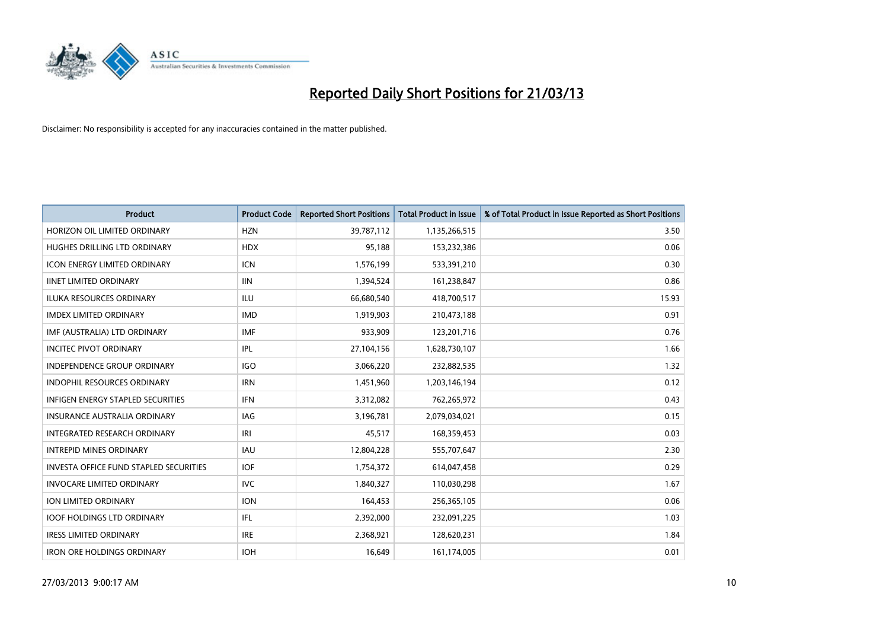# Reported Daily Short Positions for 21/03/13

Disclaimer: No responsibility is accepted for any inaccuracies contained in the matter published.

| Product | Product Code | Reported Short Positions | Total Product in Issue | % of Total Product in Issue Reported as Short Positions |
|---|---|---|---|---|
| HORIZON OIL LIMITED ORDINARY | HZN | 39,787,112 | 1,135,266,515 | 3.50 |
| HUGHES DRILLING LTD ORDINARY | HDX | 95,188 | 153,232,386 | 0.06 |
| ICON ENERGY LIMITED ORDINARY | ICN | 1,576,199 | 533,391,210 | 0.30 |
| IINET LIMITED ORDINARY | IIN | 1,394,524 | 161,238,847 | 0.86 |
| ILUKA RESOURCES ORDINARY | ILU | 66,680,540 | 418,700,517 | 15.93 |
| IMDEX LIMITED ORDINARY | IMD | 1,919,903 | 210,473,188 | 0.91 |
| IMF (AUSTRALIA) LTD ORDINARY | IMF | 933,909 | 123,201,716 | 0.76 |
| INCITEC PIVOT ORDINARY | IPL | 27,104,156 | 1,628,730,107 | 1.66 |
| INDEPENDENCE GROUP ORDINARY | IGO | 3,066,220 | 232,882,535 | 1.32 |
| INDOPHIL RESOURCES ORDINARY | IRN | 1,451,960 | 1,203,146,194 | 0.12 |
| INFIGEN ENERGY STAPLED SECURITIES | IFN | 3,312,082 | 762,265,972 | 0.43 |
| INSURANCE AUSTRALIA ORDINARY | IAG | 3,196,781 | 2,079,034,021 | 0.15 |
| INTEGRATED RESEARCH ORDINARY | IRI | 45,517 | 168,359,453 | 0.03 |
| INTREPID MINES ORDINARY | IAU | 12,804,228 | 555,707,647 | 2.30 |
| INVESTA OFFICE FUND STAPLED SECURITIES | IOF | 1,754,372 | 614,047,458 | 0.29 |
| INVOCARE LIMITED ORDINARY | IVC | 1,840,327 | 110,030,298 | 1.67 |
| ION LIMITED ORDINARY | ION | 164,453 | 256,365,105 | 0.06 |
| IOOF HOLDINGS LTD ORDINARY | IFL | 2,392,000 | 232,091,225 | 1.03 |
| IRESS LIMITED ORDINARY | IRE | 2,368,921 | 128,620,231 | 1.84 |
| IRON ORE HOLDINGS ORDINARY | IOH | 16,649 | 161,174,005 | 0.01 |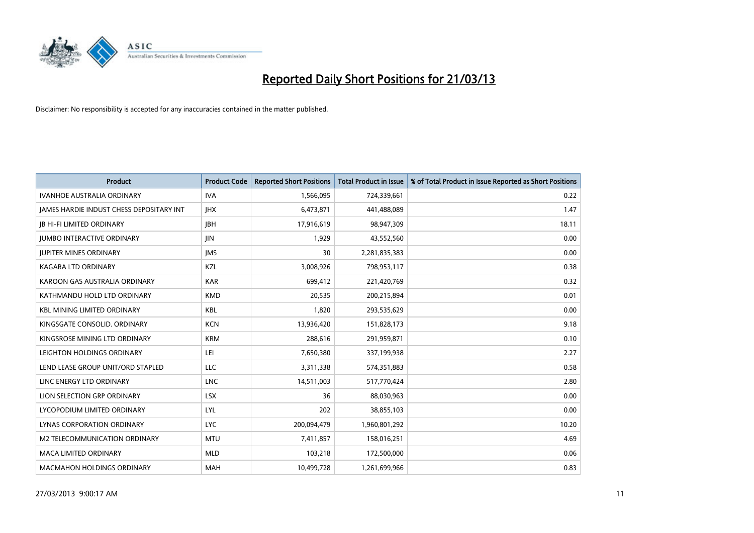# Reported Daily Short Positions for 21/03/13

Disclaimer: No responsibility is accepted for any inaccuracies contained in the matter published.

| Product | Product Code | Reported Short Positions | Total Product in Issue | % of Total Product in Issue Reported as Short Positions |
|---|---|---|---|---|
| IVANHOE AUSTRALIA ORDINARY | IVA | 1,566,095 | 724,339,661 | 0.22 |
| JAMES HARDIE INDUST CHESS DEPOSITARY INT | JHX | 6,473,871 | 441,488,089 | 1.47 |
| JB HI-FI LIMITED ORDINARY | JBH | 17,916,619 | 98,947,309 | 18.11 |
| JUMBO INTERACTIVE ORDINARY | JIN | 1,929 | 43,552,560 | 0.00 |
| JUPITER MINES ORDINARY | JMS | 30 | 2,281,835,383 | 0.00 |
| KAGARA LTD ORDINARY | KZL | 3,008,926 | 798,953,117 | 0.38 |
| KAROON GAS AUSTRALIA ORDINARY | KAR | 699,412 | 221,420,769 | 0.32 |
| KATHMANDU HOLD LTD ORDINARY | KMD | 20,535 | 200,215,894 | 0.01 |
| KBL MINING LIMITED ORDINARY | KBL | 1,820 | 293,535,629 | 0.00 |
| KINGSGATE CONSOLID. ORDINARY | KCN | 13,936,420 | 151,828,173 | 9.18 |
| KINGSROSE MINING LTD ORDINARY | KRM | 288,616 | 291,959,871 | 0.10 |
| LEIGHTON HOLDINGS ORDINARY | LEI | 7,650,380 | 337,199,938 | 2.27 |
| LEND LEASE GROUP UNIT/ORD STAPLED | LLC | 3,311,338 | 574,351,883 | 0.58 |
| LINC ENERGY LTD ORDINARY | LNC | 14,511,003 | 517,770,424 | 2.80 |
| LION SELECTION GRP ORDINARY | LSX | 36 | 88,030,963 | 0.00 |
| LYCOPODIUM LIMITED ORDINARY | LYL | 202 | 38,855,103 | 0.00 |
| LYNAS CORPORATION ORDINARY | LYC | 200,094,479 | 1,960,801,292 | 10.20 |
| M2 TELECOMMUNICATION ORDINARY | MTU | 7,411,857 | 158,016,251 | 4.69 |
| MACA LIMITED ORDINARY | MLD | 103,218 | 172,500,000 | 0.06 |
| MACMAHON HOLDINGS ORDINARY | MAH | 10,499,728 | 1,261,699,966 | 0.83 |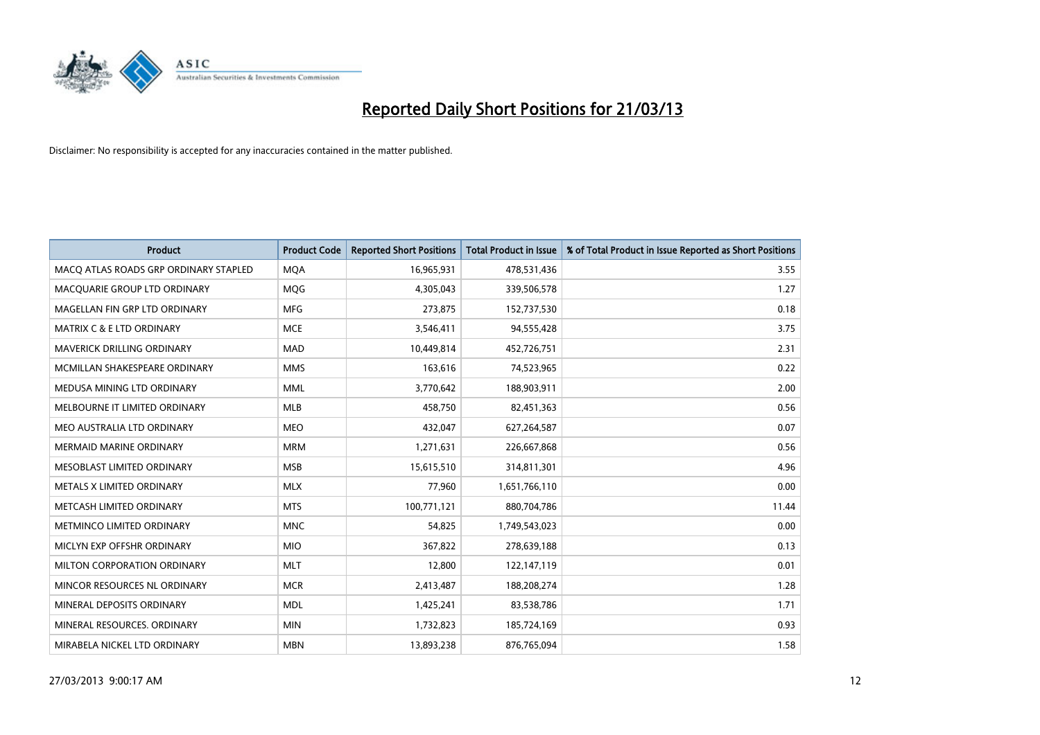# Reported Daily Short Positions for 21/03/13

Disclaimer: No responsibility is accepted for any inaccuracies contained in the matter published.

| Product | Product Code | Reported Short Positions | Total Product in Issue | % of Total Product in Issue Reported as Short Positions |
|---|---|---|---|---|
| MACQ ATLAS ROADS GRP ORDINARY STAPLED | MQA | 16,965,931 | 478,531,436 | 3.55 |
| MACQUARIE GROUP LTD ORDINARY | MQG | 4,305,043 | 339,506,578 | 1.27 |
| MAGELLAN FIN GRP LTD ORDINARY | MFG | 273,875 | 152,737,530 | 0.18 |
| MATRIX C & E LTD ORDINARY | MCE | 3,546,411 | 94,555,428 | 3.75 |
| MAVERICK DRILLING ORDINARY | MAD | 10,449,814 | 452,726,751 | 2.31 |
| MCMILLAN SHAKESPEARE ORDINARY | MMS | 163,616 | 74,523,965 | 0.22 |
| MEDUSA MINING LTD ORDINARY | MML | 3,770,642 | 188,903,911 | 2.00 |
| MELBOURNE IT LIMITED ORDINARY | MLB | 458,750 | 82,451,363 | 0.56 |
| MEO AUSTRALIA LTD ORDINARY | MEO | 432,047 | 627,264,587 | 0.07 |
| MERMAID MARINE ORDINARY | MRM | 1,271,631 | 226,667,868 | 0.56 |
| MESOBLAST LIMITED ORDINARY | MSB | 15,615,510 | 314,811,301 | 4.96 |
| METALS X LIMITED ORDINARY | MLX | 77,960 | 1,651,766,110 | 0.00 |
| METCASH LIMITED ORDINARY | MTS | 100,771,121 | 880,704,786 | 11.44 |
| METMINCO LIMITED ORDINARY | MNC | 54,825 | 1,749,543,023 | 0.00 |
| MICLYN EXP OFFSHR ORDINARY | MIO | 367,822 | 278,639,188 | 0.13 |
| MILTON CORPORATION ORDINARY | MLT | 12,800 | 122,147,119 | 0.01 |
| MINCOR RESOURCES NL ORDINARY | MCR | 2,413,487 | 188,208,274 | 1.28 |
| MINERAL DEPOSITS ORDINARY | MDL | 1,425,241 | 83,538,786 | 1.71 |
| MINERAL RESOURCES. ORDINARY | MIN | 1,732,823 | 185,724,169 | 0.93 |
| MIRABELA NICKEL LTD ORDINARY | MBN | 13,893,238 | 876,765,094 | 1.58 |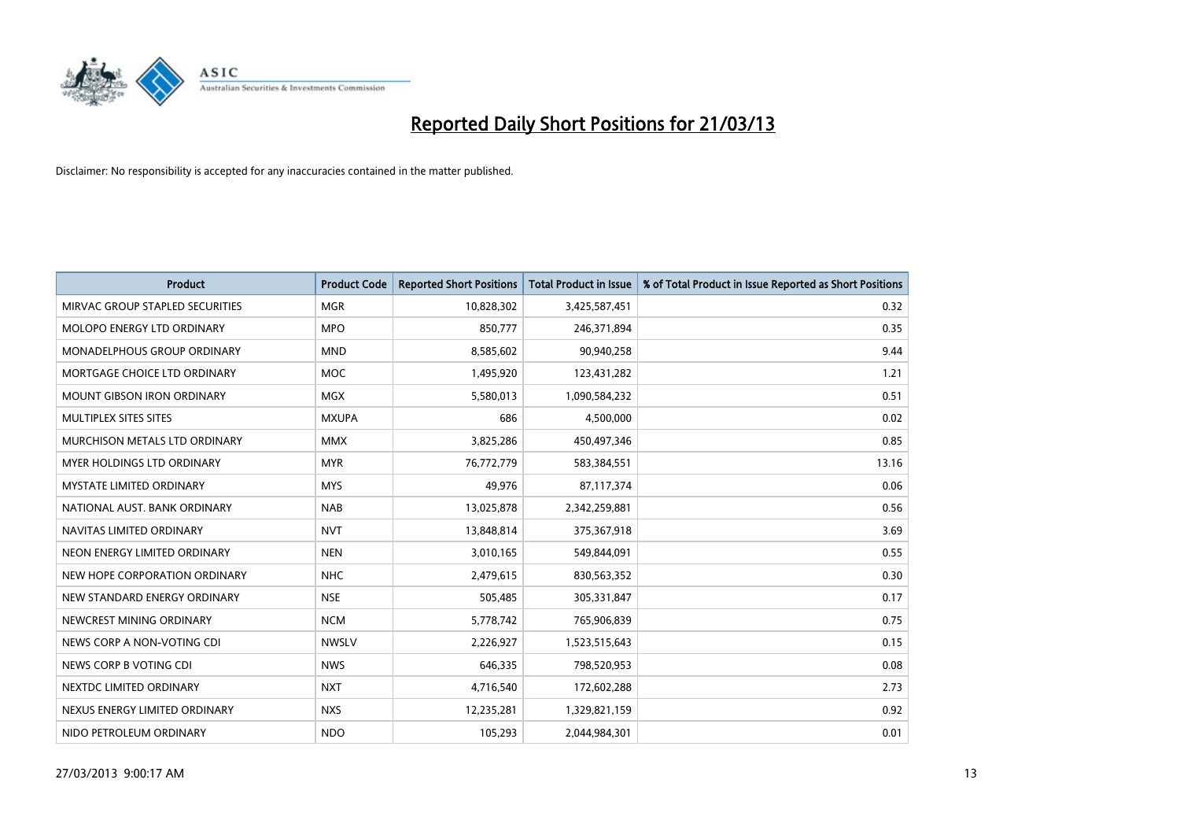# Reported Daily Short Positions for 21/03/13

Disclaimer: No responsibility is accepted for any inaccuracies contained in the matter published.

| Product | Product Code | Reported Short Positions | Total Product in Issue | % of Total Product in Issue Reported as Short Positions |
|---|---|---|---|---|
| MIRVAC GROUP STAPLED SECURITIES | MGR | 10,828,302 | 3,425,587,451 | 0.32 |
| MOLOPO ENERGY LTD ORDINARY | MPO | 850,777 | 246,371,894 | 0.35 |
| MONADELPHOUS GROUP ORDINARY | MND | 8,585,602 | 90,940,258 | 9.44 |
| MORTGAGE CHOICE LTD ORDINARY | MOC | 1,495,920 | 123,431,282 | 1.21 |
| MOUNT GIBSON IRON ORDINARY | MGX | 5,580,013 | 1,090,584,232 | 0.51 |
| MULTIPLEX SITES SITES | MXUPA | 686 | 4,500,000 | 0.02 |
| MURCHISON METALS LTD ORDINARY | MMX | 3,825,286 | 450,497,346 | 0.85 |
| MYER HOLDINGS LTD ORDINARY | MYR | 76,772,779 | 583,384,551 | 13.16 |
| MYSTATE LIMITED ORDINARY | MYS | 49,976 | 87,117,374 | 0.06 |
| NATIONAL AUST. BANK ORDINARY | NAB | 13,025,878 | 2,342,259,881 | 0.56 |
| NAVITAS LIMITED ORDINARY | NVT | 13,848,814 | 375,367,918 | 3.69 |
| NEON ENERGY LIMITED ORDINARY | NEN | 3,010,165 | 549,844,091 | 0.55 |
| NEW HOPE CORPORATION ORDINARY | NHC | 2,479,615 | 830,563,352 | 0.30 |
| NEW STANDARD ENERGY ORDINARY | NSE | 505,485 | 305,331,847 | 0.17 |
| NEWCREST MINING ORDINARY | NCM | 5,778,742 | 765,906,839 | 0.75 |
| NEWS CORP A NON-VOTING CDI | NWSLV | 2,226,927 | 1,523,515,643 | 0.15 |
| NEWS CORP B VOTING CDI | NWS | 646,335 | 798,520,953 | 0.08 |
| NEXTDC LIMITED ORDINARY | NXT | 4,716,540 | 172,602,288 | 2.73 |
| NEXUS ENERGY LIMITED ORDINARY | NXS | 12,235,281 | 1,329,821,159 | 0.92 |
| NIDO PETROLEUM ORDINARY | NDO | 105,293 | 2,044,984,301 | 0.01 |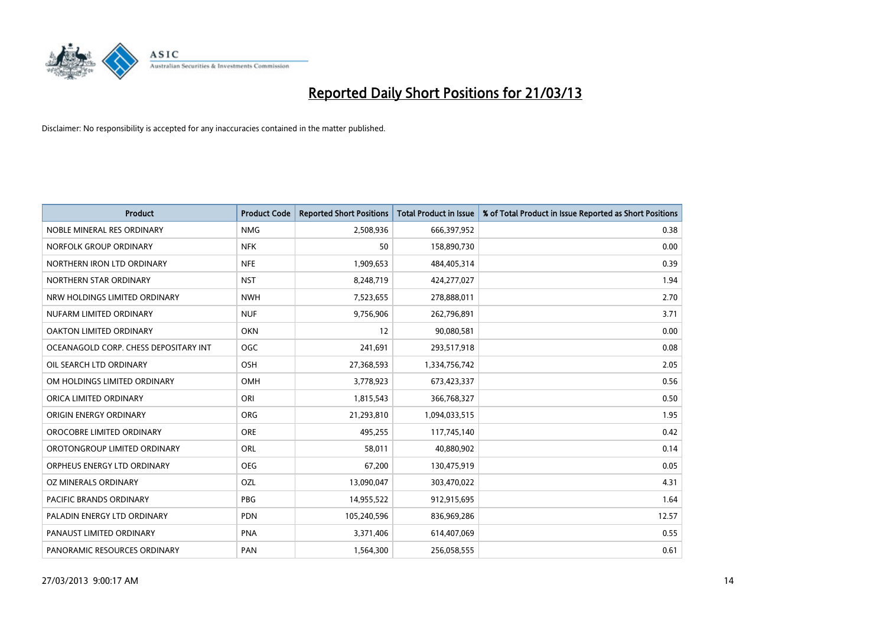# Reported Daily Short Positions for 21/03/13

Disclaimer: No responsibility is accepted for any inaccuracies contained in the matter published.

| Product | Product Code | Reported Short Positions | Total Product in Issue | % of Total Product in Issue Reported as Short Positions |
|---|---|---|---|---|
| NOBLE MINERAL RES ORDINARY | NMG | 2,508,936 | 666,397,952 | 0.38 |
| NORFOLK GROUP ORDINARY | NFK | 50 | 158,890,730 | 0.00 |
| NORTHERN IRON LTD ORDINARY | NFE | 1,909,653 | 484,405,314 | 0.39 |
| NORTHERN STAR ORDINARY | NST | 8,248,719 | 424,277,027 | 1.94 |
| NRW HOLDINGS LIMITED ORDINARY | NWH | 7,523,655 | 278,888,011 | 2.70 |
| NUFARM LIMITED ORDINARY | NUF | 9,756,906 | 262,796,891 | 3.71 |
| OAKTON LIMITED ORDINARY | OKN | 12 | 90,080,581 | 0.00 |
| OCEANAGOLD CORP. CHESS DEPOSITARY INT | OGC | 241,691 | 293,517,918 | 0.08 |
| OIL SEARCH LTD ORDINARY | OSH | 27,368,593 | 1,334,756,742 | 2.05 |
| OM HOLDINGS LIMITED ORDINARY | OMH | 3,778,923 | 673,423,337 | 0.56 |
| ORICA LIMITED ORDINARY | ORI | 1,815,543 | 366,768,327 | 0.50 |
| ORIGIN ENERGY ORDINARY | ORG | 21,293,810 | 1,094,033,515 | 1.95 |
| OROCOBRE LIMITED ORDINARY | ORE | 495,255 | 117,745,140 | 0.42 |
| OROTONGROUP LIMITED ORDINARY | ORL | 58,011 | 40,880,902 | 0.14 |
| ORPHEUS ENERGY LTD ORDINARY | OEG | 67,200 | 130,475,919 | 0.05 |
| OZ MINERALS ORDINARY | OZL | 13,090,047 | 303,470,022 | 4.31 |
| PACIFIC BRANDS ORDINARY | PBG | 14,955,522 | 912,915,695 | 1.64 |
| PALADIN ENERGY LTD ORDINARY | PDN | 105,240,596 | 836,969,286 | 12.57 |
| PANAUST LIMITED ORDINARY | PNA | 3,371,406 | 614,407,069 | 0.55 |
| PANORAMIC RESOURCES ORDINARY | PAN | 1,564,300 | 256,058,555 | 0.61 |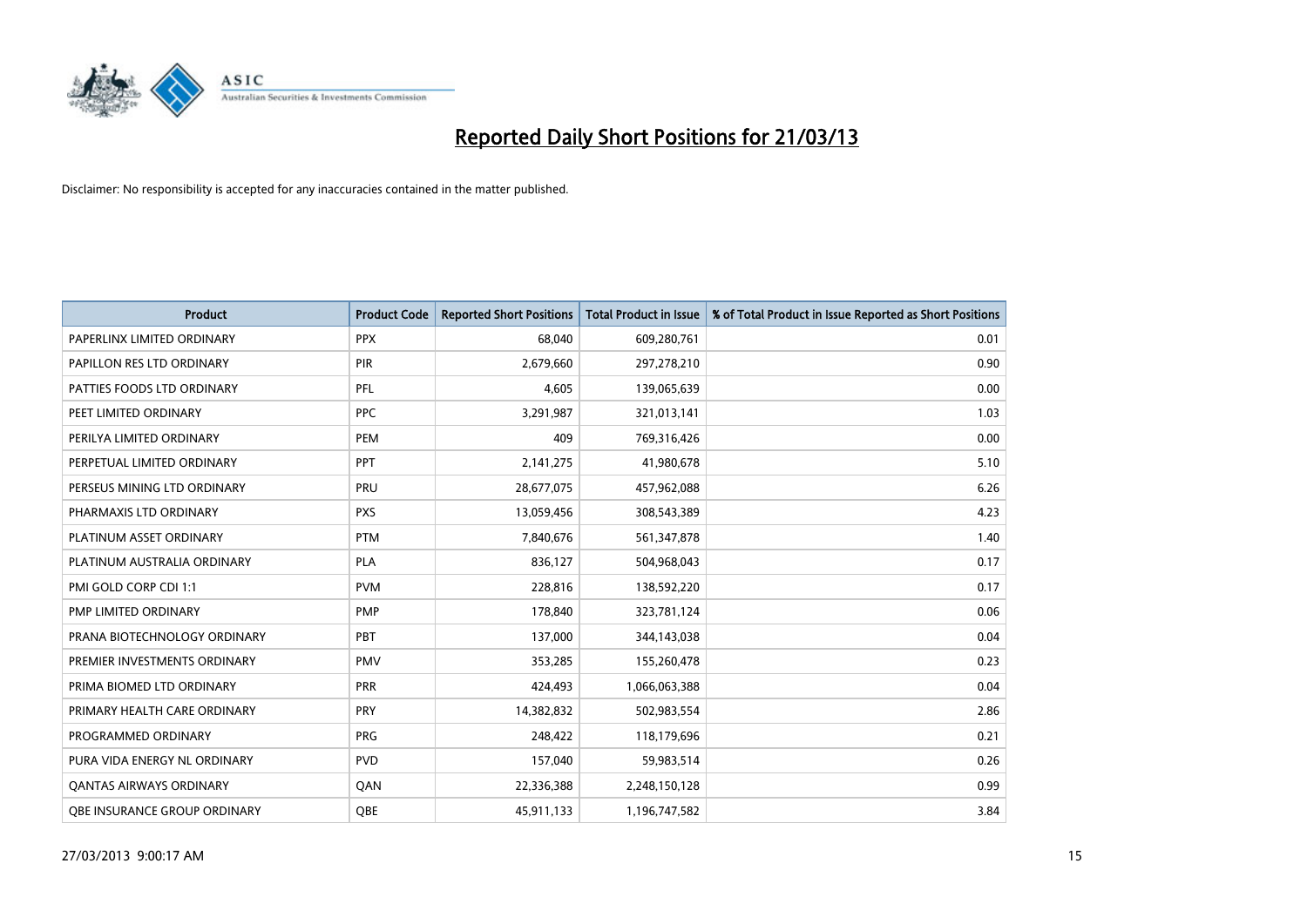# Reported Daily Short Positions for 21/03/13

Disclaimer: No responsibility is accepted for any inaccuracies contained in the matter published.

| Product | Product Code | Reported Short Positions | Total Product in Issue | % of Total Product in Issue Reported as Short Positions |
|---|---|---|---|---|
| PAPERLINX LIMITED ORDINARY | PPX | 68,040 | 609,280,761 | 0.01 |
| PAPILLON RES LTD ORDINARY | PIR | 2,679,660 | 297,278,210 | 0.90 |
| PATTIES FOODS LTD ORDINARY | PFL | 4,605 | 139,065,639 | 0.00 |
| PEET LIMITED ORDINARY | PPC | 3,291,987 | 321,013,141 | 1.03 |
| PERILYA LIMITED ORDINARY | PEM | 409 | 769,316,426 | 0.00 |
| PERPETUAL LIMITED ORDINARY | PPT | 2,141,275 | 41,980,678 | 5.10 |
| PERSEUS MINING LTD ORDINARY | PRU | 28,677,075 | 457,962,088 | 6.26 |
| PHARMAXIS LTD ORDINARY | PXS | 13,059,456 | 308,543,389 | 4.23 |
| PLATINUM ASSET ORDINARY | PTM | 7,840,676 | 561,347,878 | 1.40 |
| PLATINUM AUSTRALIA ORDINARY | PLA | 836,127 | 504,968,043 | 0.17 |
| PMI GOLD CORP CDI 1:1 | PVM | 228,816 | 138,592,220 | 0.17 |
| PMP LIMITED ORDINARY | PMP | 178,840 | 323,781,124 | 0.06 |
| PRANA BIOTECHNOLOGY ORDINARY | PBT | 137,000 | 344,143,038 | 0.04 |
| PREMIER INVESTMENTS ORDINARY | PMV | 353,285 | 155,260,478 | 0.23 |
| PRIMA BIOMED LTD ORDINARY | PRR | 424,493 | 1,066,063,388 | 0.04 |
| PRIMARY HEALTH CARE ORDINARY | PRY | 14,382,832 | 502,983,554 | 2.86 |
| PROGRAMMED ORDINARY | PRG | 248,422 | 118,179,696 | 0.21 |
| PURA VIDA ENERGY NL ORDINARY | PVD | 157,040 | 59,983,514 | 0.26 |
| QANTAS AIRWAYS ORDINARY | QAN | 22,336,388 | 2,248,150,128 | 0.99 |
| QBE INSURANCE GROUP ORDINARY | QBE | 45,911,133 | 1,196,747,582 | 3.84 |

27/03/2013 9:00:17 AM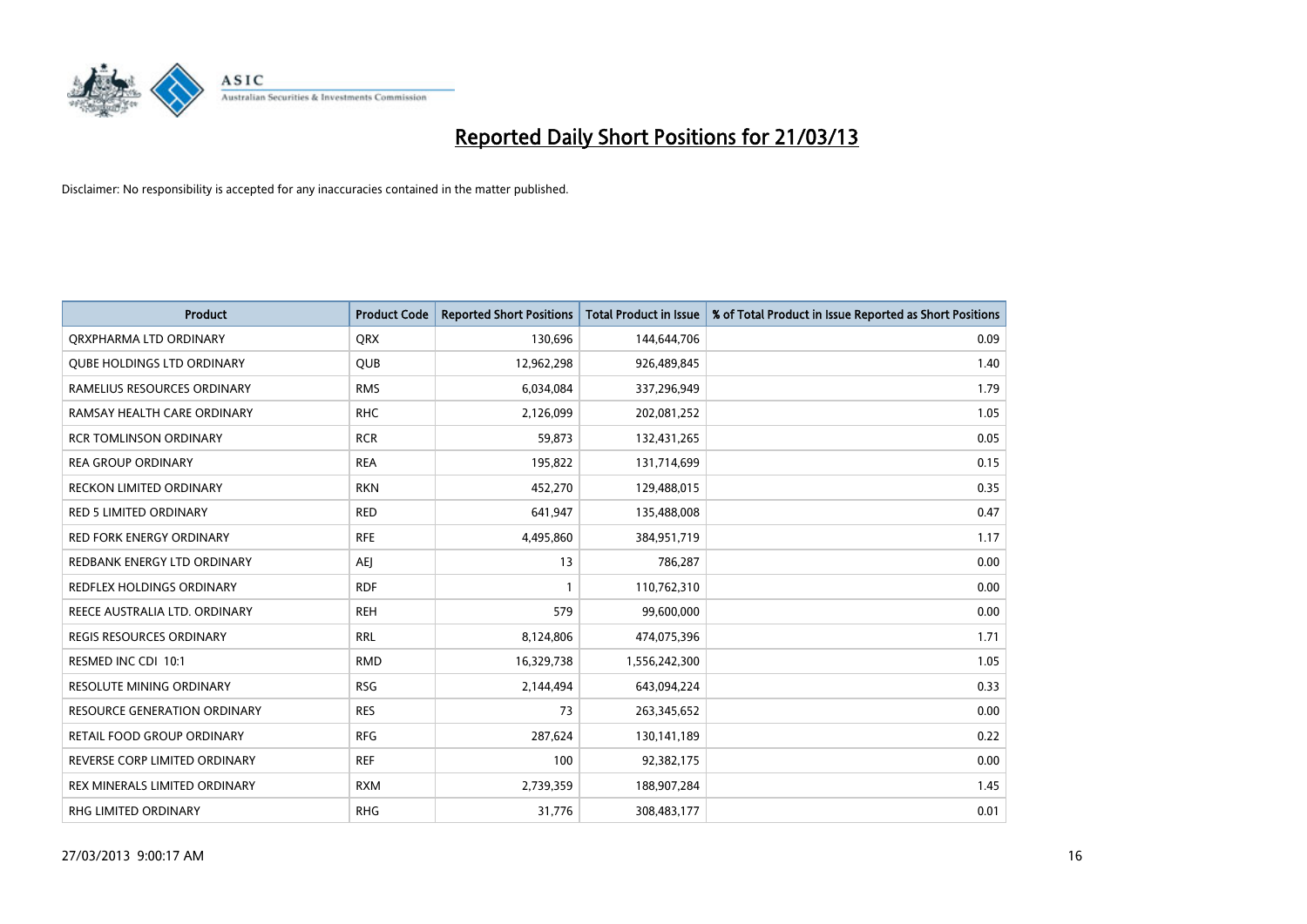# Reported Daily Short Positions for 21/03/13

Disclaimer: No responsibility is accepted for any inaccuracies contained in the matter published.

| Product | Product Code | Reported Short Positions | Total Product in Issue | % of Total Product in Issue Reported as Short Positions |
|---|---|---|---|---|
| QRXPHARMA LTD ORDINARY | QRX | 130,696 | 144,644,706 | 0.09 |
| QUBE HOLDINGS LTD ORDINARY | QUB | 12,962,298 | 926,489,845 | 1.40 |
| RAMELIUS RESOURCES ORDINARY | RMS | 6,034,084 | 337,296,949 | 1.79 |
| RAMSAY HEALTH CARE ORDINARY | RHC | 2,126,099 | 202,081,252 | 1.05 |
| RCR TOMLINSON ORDINARY | RCR | 59,873 | 132,431,265 | 0.05 |
| REA GROUP ORDINARY | REA | 195,822 | 131,714,699 | 0.15 |
| RECKON LIMITED ORDINARY | RKN | 452,270 | 129,488,015 | 0.35 |
| RED 5 LIMITED ORDINARY | RED | 641,947 | 135,488,008 | 0.47 |
| RED FORK ENERGY ORDINARY | RFE | 4,495,860 | 384,951,719 | 1.17 |
| REDBANK ENERGY LTD ORDINARY | AEJ | 13 | 786,287 | 0.00 |
| REDFLEX HOLDINGS ORDINARY | RDF | 1 | 110,762,310 | 0.00 |
| REECE AUSTRALIA LTD. ORDINARY | REH | 579 | 99,600,000 | 0.00 |
| REGIS RESOURCES ORDINARY | RRL | 8,124,806 | 474,075,396 | 1.71 |
| RESMED INC CDI 10:1 | RMD | 16,329,738 | 1,556,242,300 | 1.05 |
| RESOLUTE MINING ORDINARY | RSG | 2,144,494 | 643,094,224 | 0.33 |
| RESOURCE GENERATION ORDINARY | RES | 73 | 263,345,652 | 0.00 |
| RETAIL FOOD GROUP ORDINARY | RFG | 287,624 | 130,141,189 | 0.22 |
| REVERSE CORP LIMITED ORDINARY | REF | 100 | 92,382,175 | 0.00 |
| REX MINERALS LIMITED ORDINARY | RXM | 2,739,359 | 188,907,284 | 1.45 |
| RHG LIMITED ORDINARY | RHG | 31,776 | 308,483,177 | 0.01 |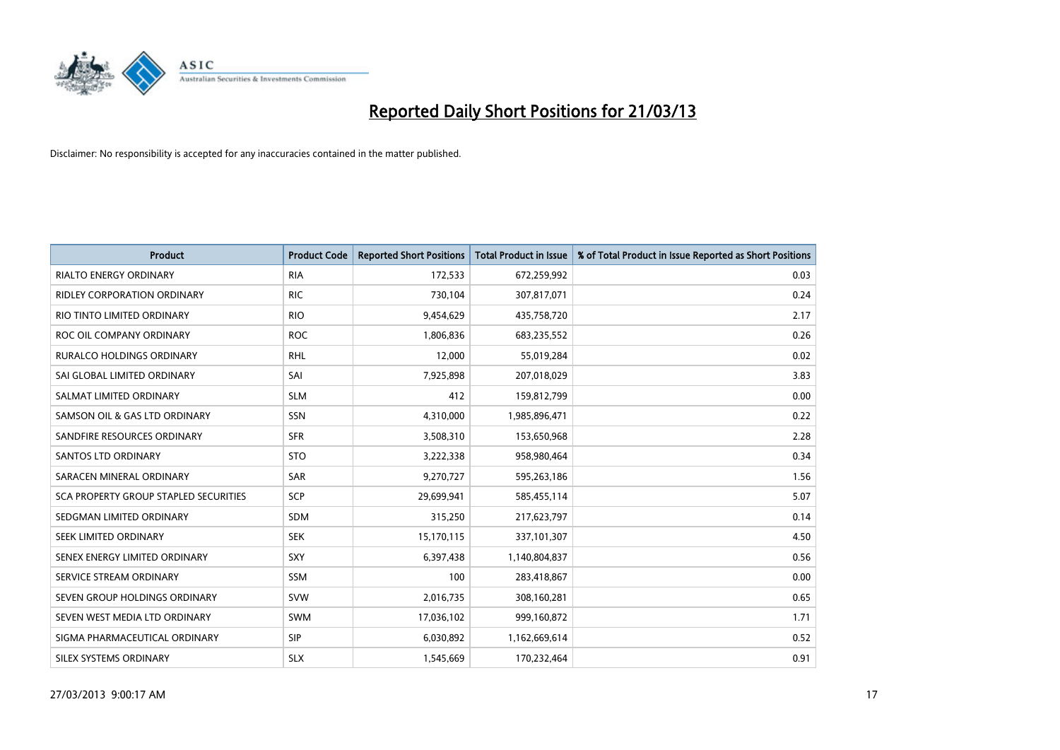# Reported Daily Short Positions for 21/03/13

Disclaimer: No responsibility is accepted for any inaccuracies contained in the matter published.

| Product | Product Code | Reported Short Positions | Total Product in Issue | % of Total Product in Issue Reported as Short Positions |
|---|---|---|---|---|
| RIALTO ENERGY ORDINARY | RIA | 172,533 | 672,259,992 | 0.03 |
| RIDLEY CORPORATION ORDINARY | RIC | 730,104 | 307,817,071 | 0.24 |
| RIO TINTO LIMITED ORDINARY | RIO | 9,454,629 | 435,758,720 | 2.17 |
| ROC OIL COMPANY ORDINARY | ROC | 1,806,836 | 683,235,552 | 0.26 |
| RURALCO HOLDINGS ORDINARY | RHL | 12,000 | 55,019,284 | 0.02 |
| SAI GLOBAL LIMITED ORDINARY | SAI | 7,925,898 | 207,018,029 | 3.83 |
| SALMAT LIMITED ORDINARY | SLM | 412 | 159,812,799 | 0.00 |
| SAMSON OIL & GAS LTD ORDINARY | SSN | 4,310,000 | 1,985,896,471 | 0.22 |
| SANDFIRE RESOURCES ORDINARY | SFR | 3,508,310 | 153,650,968 | 2.28 |
| SANTOS LTD ORDINARY | STO | 3,222,338 | 958,980,464 | 0.34 |
| SARACEN MINERAL ORDINARY | SAR | 9,270,727 | 595,263,186 | 1.56 |
| SCA PROPERTY GROUP STAPLED SECURITIES | SCP | 29,699,941 | 585,455,114 | 5.07 |
| SEDGMAN LIMITED ORDINARY | SDM | 315,250 | 217,623,797 | 0.14 |
| SEEK LIMITED ORDINARY | SEK | 15,170,115 | 337,101,307 | 4.50 |
| SENEX ENERGY LIMITED ORDINARY | SXY | 6,397,438 | 1,140,804,837 | 0.56 |
| SERVICE STREAM ORDINARY | SSM | 100 | 283,418,867 | 0.00 |
| SEVEN GROUP HOLDINGS ORDINARY | SVW | 2,016,735 | 308,160,281 | 0.65 |
| SEVEN WEST MEDIA LTD ORDINARY | SWM | 17,036,102 | 999,160,872 | 1.71 |
| SIGMA PHARMACEUTICAL ORDINARY | SIP | 6,030,892 | 1,162,669,614 | 0.52 |
| SILEX SYSTEMS ORDINARY | SLX | 1,545,669 | 170,232,464 | 0.91 |

27/03/2013 9:00:17 AM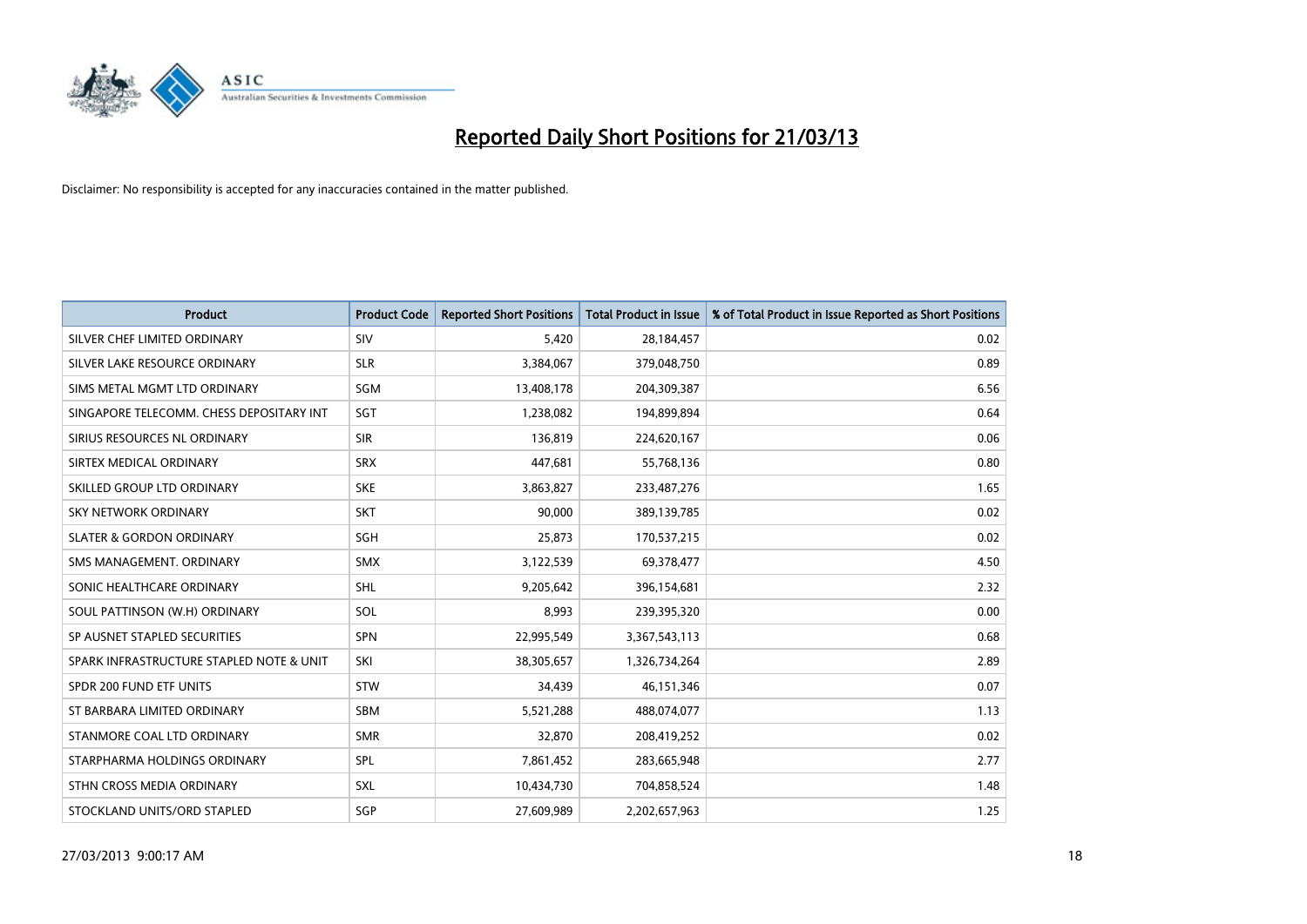# Reported Daily Short Positions for 21/03/13

Disclaimer: No responsibility is accepted for any inaccuracies contained in the matter published.

| Product | Product Code | Reported Short Positions | Total Product in Issue | % of Total Product in Issue Reported as Short Positions |
|---|---|---|---|---|
| SILVER CHEF LIMITED ORDINARY | SIV | 5,420 | 28,184,457 | 0.02 |
| SILVER LAKE RESOURCE ORDINARY | SLR | 3,384,067 | 379,048,750 | 0.89 |
| SIMS METAL MGMT LTD ORDINARY | SGM | 13,408,178 | 204,309,387 | 6.56 |
| SINGAPORE TELECOMM. CHESS DEPOSITARY INT | SGT | 1,238,082 | 194,899,894 | 0.64 |
| SIRIUS RESOURCES NL ORDINARY | SIR | 136,819 | 224,620,167 | 0.06 |
| SIRTEX MEDICAL ORDINARY | SRX | 447,681 | 55,768,136 | 0.80 |
| SKILLED GROUP LTD ORDINARY | SKE | 3,863,827 | 233,487,276 | 1.65 |
| SKY NETWORK ORDINARY | SKT | 90,000 | 389,139,785 | 0.02 |
| SLATER & GORDON ORDINARY | SGH | 25,873 | 170,537,215 | 0.02 |
| SMS MANAGEMENT. ORDINARY | SMX | 3,122,539 | 69,378,477 | 4.50 |
| SONIC HEALTHCARE ORDINARY | SHL | 9,205,642 | 396,154,681 | 2.32 |
| SOUL PATTINSON (W.H) ORDINARY | SOL | 8,993 | 239,395,320 | 0.00 |
| SP AUSNET STAPLED SECURITIES | SPN | 22,995,549 | 3,367,543,113 | 0.68 |
| SPARK INFRASTRUCTURE STAPLED NOTE & UNIT | SKI | 38,305,657 | 1,326,734,264 | 2.89 |
| SPDR 200 FUND ETF UNITS | STW | 34,439 | 46,151,346 | 0.07 |
| ST BARBARA LIMITED ORDINARY | SBM | 5,521,288 | 488,074,077 | 1.13 |
| STANMORE COAL LTD ORDINARY | SMR | 32,870 | 208,419,252 | 0.02 |
| STARPHARMA HOLDINGS ORDINARY | SPL | 7,861,452 | 283,665,948 | 2.77 |
| STHN CROSS MEDIA ORDINARY | SXL | 10,434,730 | 704,858,524 | 1.48 |
| STOCKLAND UNITS/ORD STAPLED | SGP | 27,609,989 | 2,202,657,963 | 1.25 |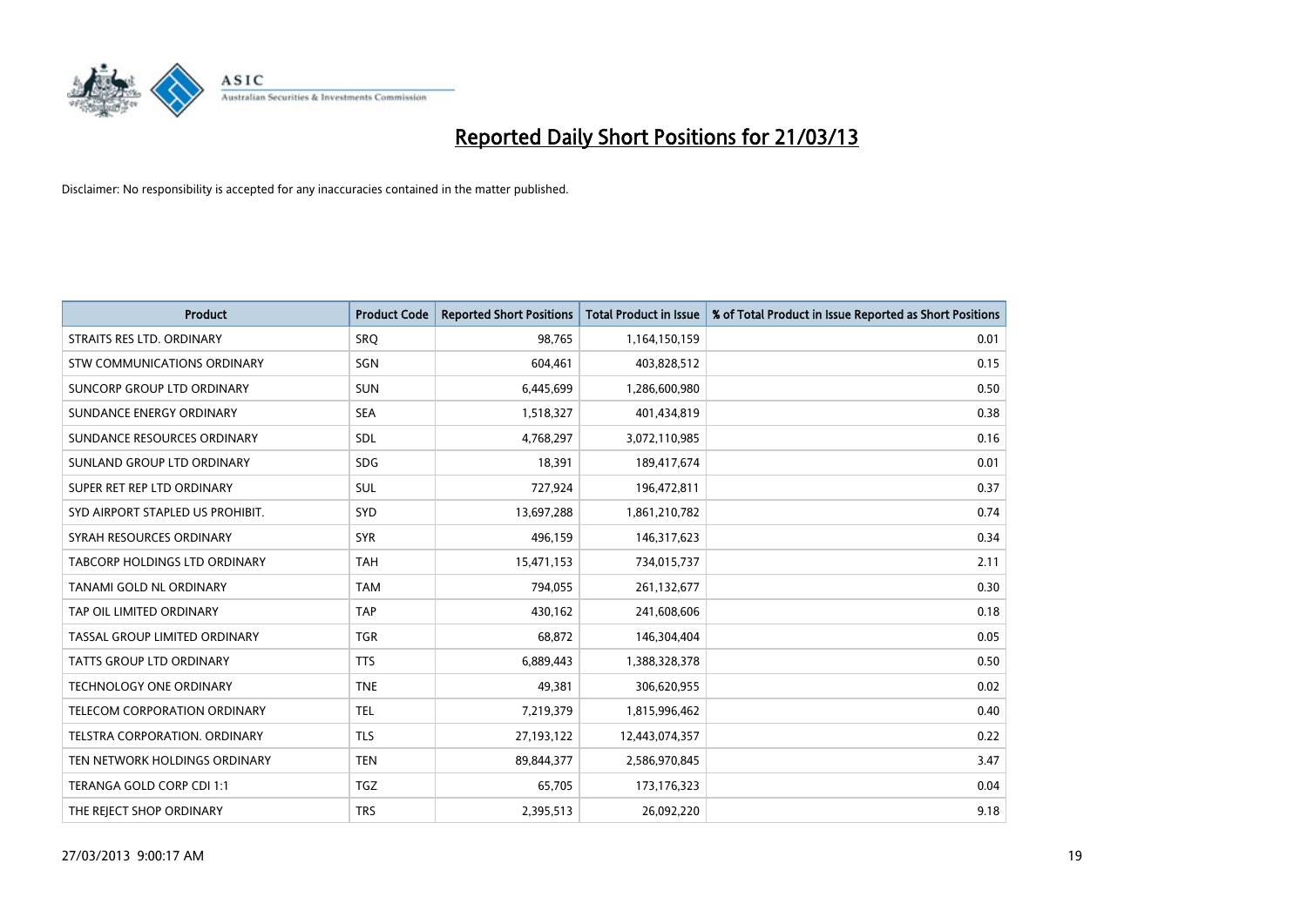# Reported Daily Short Positions for 21/03/13

Disclaimer: No responsibility is accepted for any inaccuracies contained in the matter published.

| Product | Product Code | Reported Short Positions | Total Product in Issue | % of Total Product in Issue Reported as Short Positions |
|---|---|---|---|---|
| STRAITS RES LTD. ORDINARY | SRQ | 98,765 | 1,164,150,159 | 0.01 |
| STW COMMUNICATIONS ORDINARY | SGN | 604,461 | 403,828,512 | 0.15 |
| SUNCORP GROUP LTD ORDINARY | SUN | 6,445,699 | 1,286,600,980 | 0.50 |
| SUNDANCE ENERGY ORDINARY | SEA | 1,518,327 | 401,434,819 | 0.38 |
| SUNDANCE RESOURCES ORDINARY | SDL | 4,768,297 | 3,072,110,985 | 0.16 |
| SUNLAND GROUP LTD ORDINARY | SDG | 18,391 | 189,417,674 | 0.01 |
| SUPER RET REP LTD ORDINARY | SUL | 727,924 | 196,472,811 | 0.37 |
| SYD AIRPORT STAPLED US PROHIBIT. | SYD | 13,697,288 | 1,861,210,782 | 0.74 |
| SYRAH RESOURCES ORDINARY | SYR | 496,159 | 146,317,623 | 0.34 |
| TABCORP HOLDINGS LTD ORDINARY | TAH | 15,471,153 | 734,015,737 | 2.11 |
| TANAMI GOLD NL ORDINARY | TAM | 794,055 | 261,132,677 | 0.30 |
| TAP OIL LIMITED ORDINARY | TAP | 430,162 | 241,608,606 | 0.18 |
| TASSAL GROUP LIMITED ORDINARY | TGR | 68,872 | 146,304,404 | 0.05 |
| TATTS GROUP LTD ORDINARY | TTS | 6,889,443 | 1,388,328,378 | 0.50 |
| TECHNOLOGY ONE ORDINARY | TNE | 49,381 | 306,620,955 | 0.02 |
| TELECOM CORPORATION ORDINARY | TEL | 7,219,379 | 1,815,996,462 | 0.40 |
| TELSTRA CORPORATION. ORDINARY | TLS | 27,193,122 | 12,443,074,357 | 0.22 |
| TEN NETWORK HOLDINGS ORDINARY | TEN | 89,844,377 | 2,586,970,845 | 3.47 |
| TERANGA GOLD CORP CDI 1:1 | TGZ | 65,705 | 173,176,323 | 0.04 |
| THE REJECT SHOP ORDINARY | TRS | 2,395,513 | 26,092,220 | 9.18 |

27/03/2013 9:00:17 AM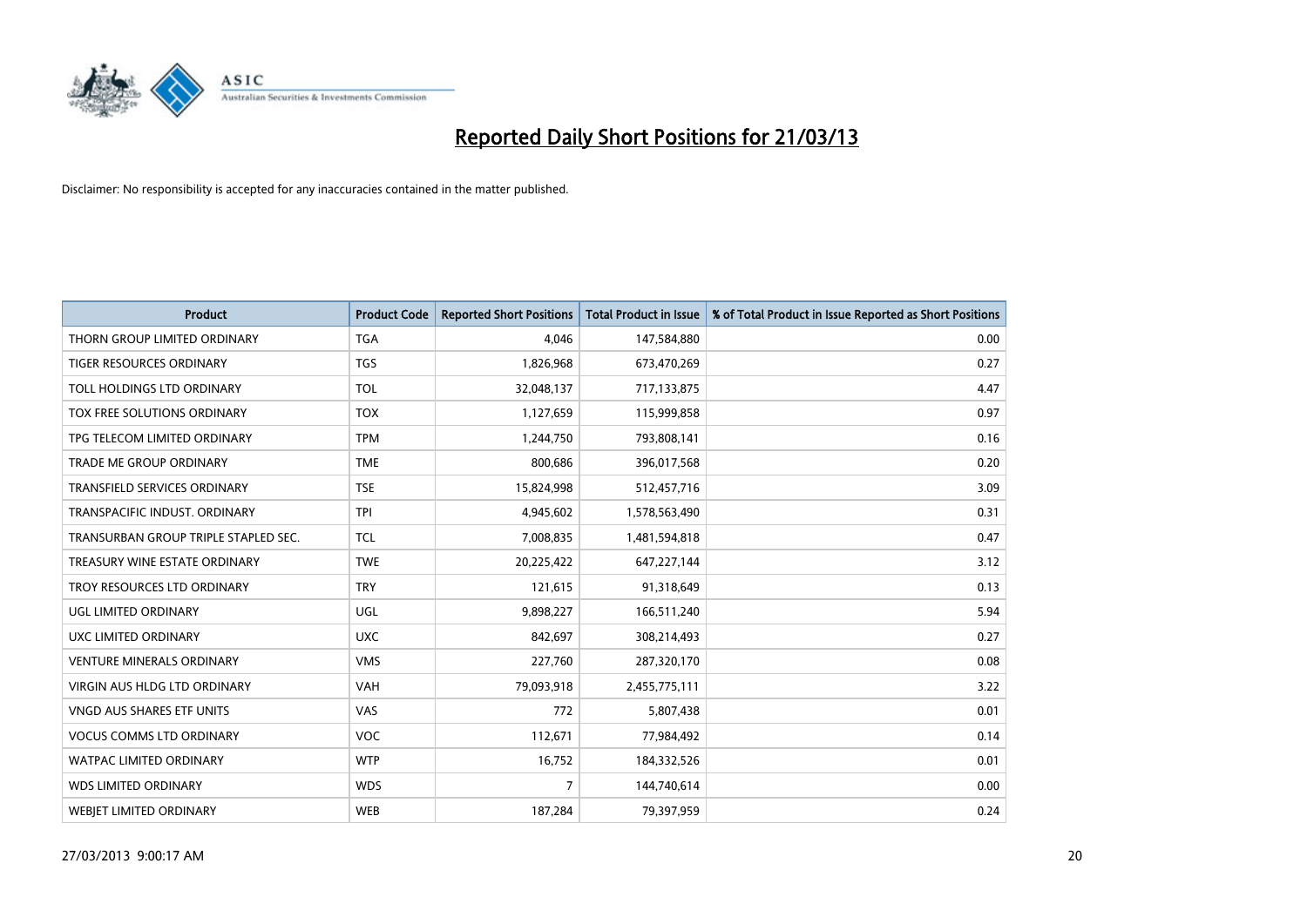# Reported Daily Short Positions for 21/03/13

Disclaimer: No responsibility is accepted for any inaccuracies contained in the matter published.

| Product | Product Code | Reported Short Positions | Total Product in Issue | % of Total Product in Issue Reported as Short Positions |
|---|---|---|---|---|
| THORN GROUP LIMITED ORDINARY | TGA | 4,046 | 147,584,880 | 0.00 |
| TIGER RESOURCES ORDINARY | TGS | 1,826,968 | 673,470,269 | 0.27 |
| TOLL HOLDINGS LTD ORDINARY | TOL | 32,048,137 | 717,133,875 | 4.47 |
| TOX FREE SOLUTIONS ORDINARY | TOX | 1,127,659 | 115,999,858 | 0.97 |
| TPG TELECOM LIMITED ORDINARY | TPM | 1,244,750 | 793,808,141 | 0.16 |
| TRADE ME GROUP ORDINARY | TME | 800,686 | 396,017,568 | 0.20 |
| TRANSFIELD SERVICES ORDINARY | TSE | 15,824,998 | 512,457,716 | 3.09 |
| TRANSPACIFIC INDUST. ORDINARY | TPI | 4,945,602 | 1,578,563,490 | 0.31 |
| TRANSURBAN GROUP TRIPLE STAPLED SEC. | TCL | 7,008,835 | 1,481,594,818 | 0.47 |
| TREASURY WINE ESTATE ORDINARY | TWE | 20,225,422 | 647,227,144 | 3.12 |
| TROY RESOURCES LTD ORDINARY | TRY | 121,615 | 91,318,649 | 0.13 |
| UGL LIMITED ORDINARY | UGL | 9,898,227 | 166,511,240 | 5.94 |
| UXC LIMITED ORDINARY | UXC | 842,697 | 308,214,493 | 0.27 |
| VENTURE MINERALS ORDINARY | VMS | 227,760 | 287,320,170 | 0.08 |
| VIRGIN AUS HLDG LTD ORDINARY | VAH | 79,093,918 | 2,455,775,111 | 3.22 |
| VNGD AUS SHARES ETF UNITS | VAS | 772 | 5,807,438 | 0.01 |
| VOCUS COMMS LTD ORDINARY | VOC | 112,671 | 77,984,492 | 0.14 |
| WATPAC LIMITED ORDINARY | WTP | 16,752 | 184,332,526 | 0.01 |
| WDS LIMITED ORDINARY | WDS | 7 | 144,740,614 | 0.00 |
| WEBJET LIMITED ORDINARY | WEB | 187,284 | 79,397,959 | 0.24 |

27/03/2013 9:00:17 AM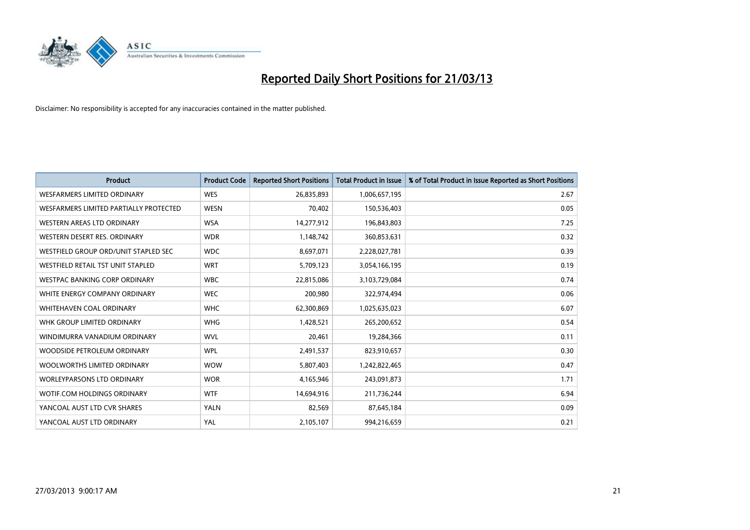# Reported Daily Short Positions for 21/03/13

Disclaimer: No responsibility is accepted for any inaccuracies contained in the matter published.

| Product | Product Code | Reported Short Positions | Total Product in Issue | % of Total Product in Issue Reported as Short Positions |
|---|---|---|---|---|
| WESFARMERS LIMITED ORDINARY | WES | 26,835,893 | 1,006,657,195 | 2.67 |
| WESFARMERS LIMITED PARTIALLY PROTECTED | WESN | 70,402 | 150,536,403 | 0.05 |
| WESTERN AREAS LTD ORDINARY | WSA | 14,277,912 | 196,843,803 | 7.25 |
| WESTERN DESERT RES. ORDINARY | WDR | 1,148,742 | 360,853,631 | 0.32 |
| WESTFIELD GROUP ORD/UNIT STAPLED SEC | WDC | 8,697,071 | 2,228,027,781 | 0.39 |
| WESTFIELD RETAIL TST UNIT STAPLED | WRT | 5,709,123 | 3,054,166,195 | 0.19 |
| WESTPAC BANKING CORP ORDINARY | WBC | 22,815,086 | 3,103,729,084 | 0.74 |
| WHITE ENERGY COMPANY ORDINARY | WEC | 200,980 | 322,974,494 | 0.06 |
| WHITEHAVEN COAL ORDINARY | WHC | 62,300,869 | 1,025,635,023 | 6.07 |
| WHK GROUP LIMITED ORDINARY | WHG | 1,428,521 | 265,200,652 | 0.54 |
| WINDIMURRA VANADIUM ORDINARY | WVL | 20,461 | 19,284,366 | 0.11 |
| WOODSIDE PETROLEUM ORDINARY | WPL | 2,491,537 | 823,910,657 | 0.30 |
| WOOLWORTHS LIMITED ORDINARY | WOW | 5,807,403 | 1,242,822,465 | 0.47 |
| WORLEYPARSONS LTD ORDINARY | WOR | 4,165,946 | 243,091,873 | 1.71 |
| WOTIF.COM HOLDINGS ORDINARY | WTF | 14,694,916 | 211,736,244 | 6.94 |
| YANCOAL AUST LTD CVR SHARES | YALN | 82,569 | 87,645,184 | 0.09 |
| YANCOAL AUST LTD ORDINARY | YAL | 2,105,107 | 994,216,659 | 0.21 |